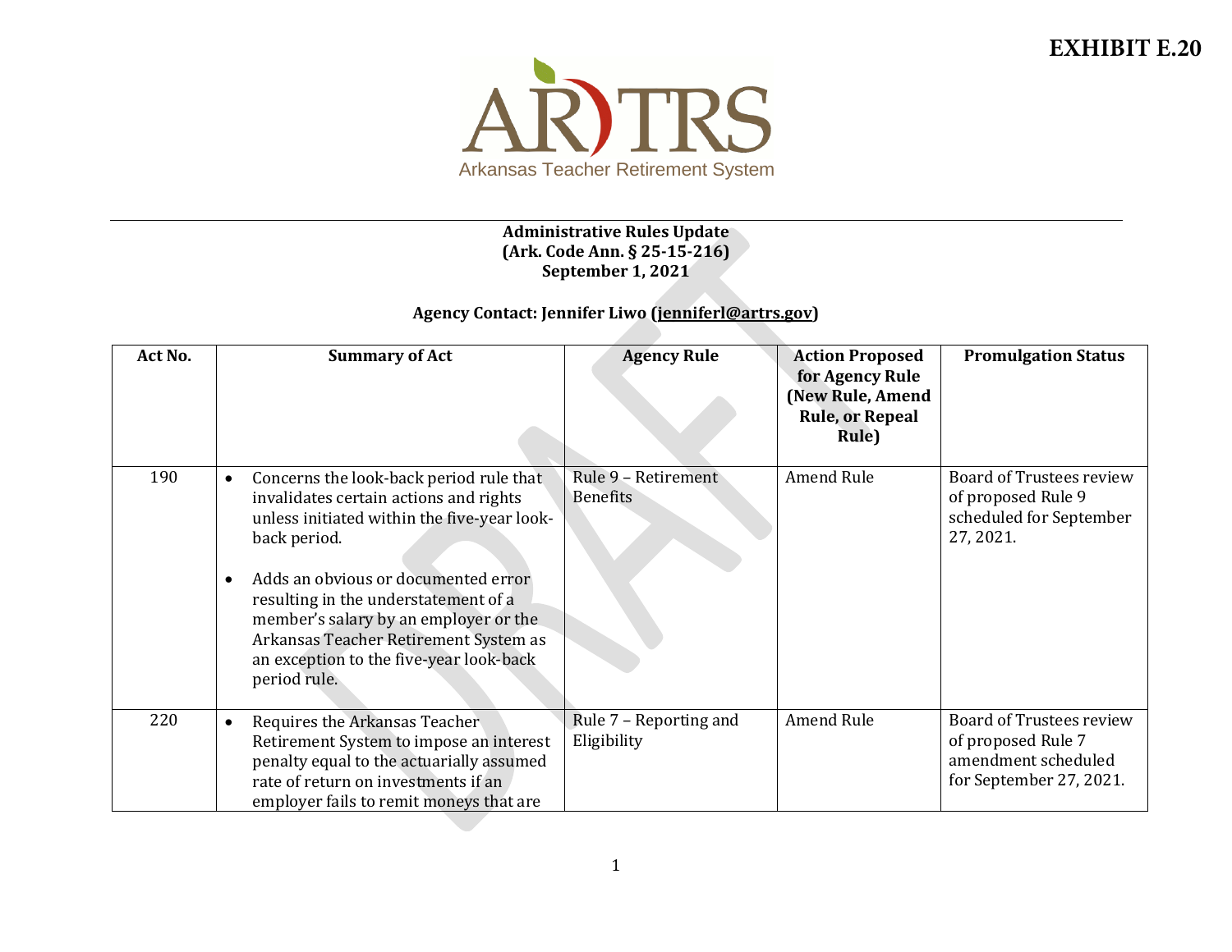**EXHIBIT E.20**

ARTRS
Arkansas Teacher Retirement System

**Administrative Rules Update**
**(Ark. Code Ann. § 25-15-216)**
**September 1, 2021**

**Agency Contact: Jennifer Liwo (jenniferl@artrs.gov)**

| Act No. | Summary of Act | Agency Rule | Action Proposed for Agency Rule (New Rule, Amend Rule, or Repeal Rule) | Promulgation Status |
|---|---|---|---|---|
| 190 | • Concerns the look-back period rule that invalidates certain actions and rights unless initiated within the five-year look-back period.<br><br>• Adds an obvious or documented error resulting in the understatement of a member's salary by an employer or the Arkansas Teacher Retirement System as an exception to the five-year look-back period rule. | Rule 9 – Retirement Benefits | Amend Rule | Board of Trustees review of proposed Rule 9 scheduled for September 27, 2021. |
| 220 | • Requires the Arkansas Teacher Retirement System to impose an interest penalty equal to the actuarially assumed rate of return on investments if an employer fails to remit moneys that are | Rule 7 – Reporting and Eligibility | Amend Rule | Board of Trustees review of proposed Rule 7 amendment scheduled for September 27, 2021. |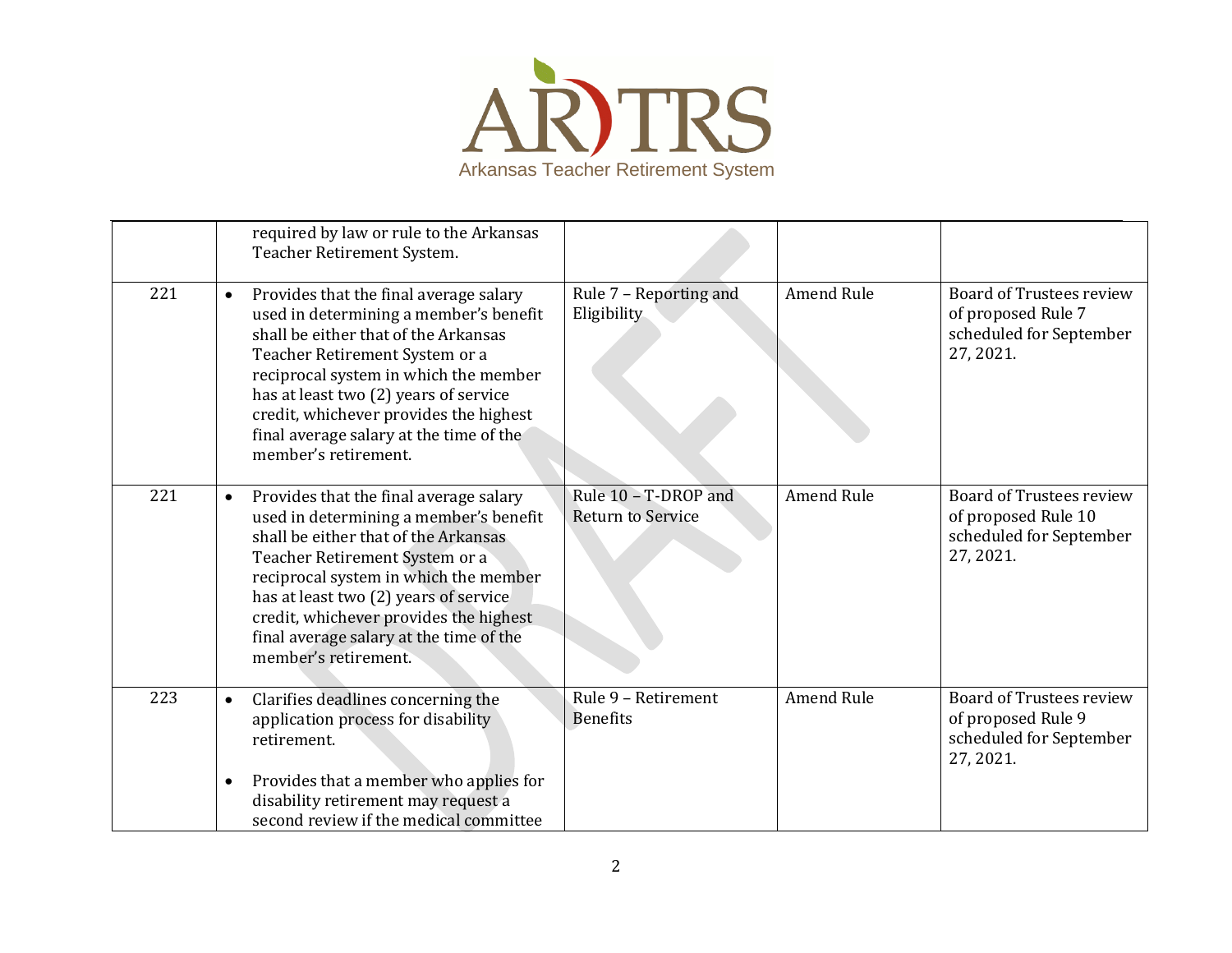|  |  |  |  |  |
|---|---|---|---|---|
|  | required by law or rule to the Arkansas Teacher Retirement System. |  |  |  |
| 221 | • Provides that the final average salary used in determining a member's benefit shall be either that of the Arkansas Teacher Retirement System or a reciprocal system in which the member has at least two (2) years of service credit, whichever provides the highest final average salary at the time of the member's retirement. | Rule 7 – Reporting and Eligibility | Amend Rule | Board of Trustees review of proposed Rule 7 scheduled for September 27, 2021. |
| 221 | • Provides that the final average salary used in determining a member's benefit shall be either that of the Arkansas Teacher Retirement System or a reciprocal system in which the member has at least two (2) years of service credit, whichever provides the highest final average salary at the time of the member's retirement. | Rule 10 – T-DROP and Return to Service | Amend Rule | Board of Trustees review of proposed Rule 10 scheduled for September 27, 2021. |
| 223 | • Clarifies deadlines concerning the application process for disability retirement.<br><br>• Provides that a member who applies for disability retirement may request a second review if the medical committee | Rule 9 – Retirement Benefits | Amend Rule | Board of Trustees review of proposed Rule 9 scheduled for September 27, 2021. |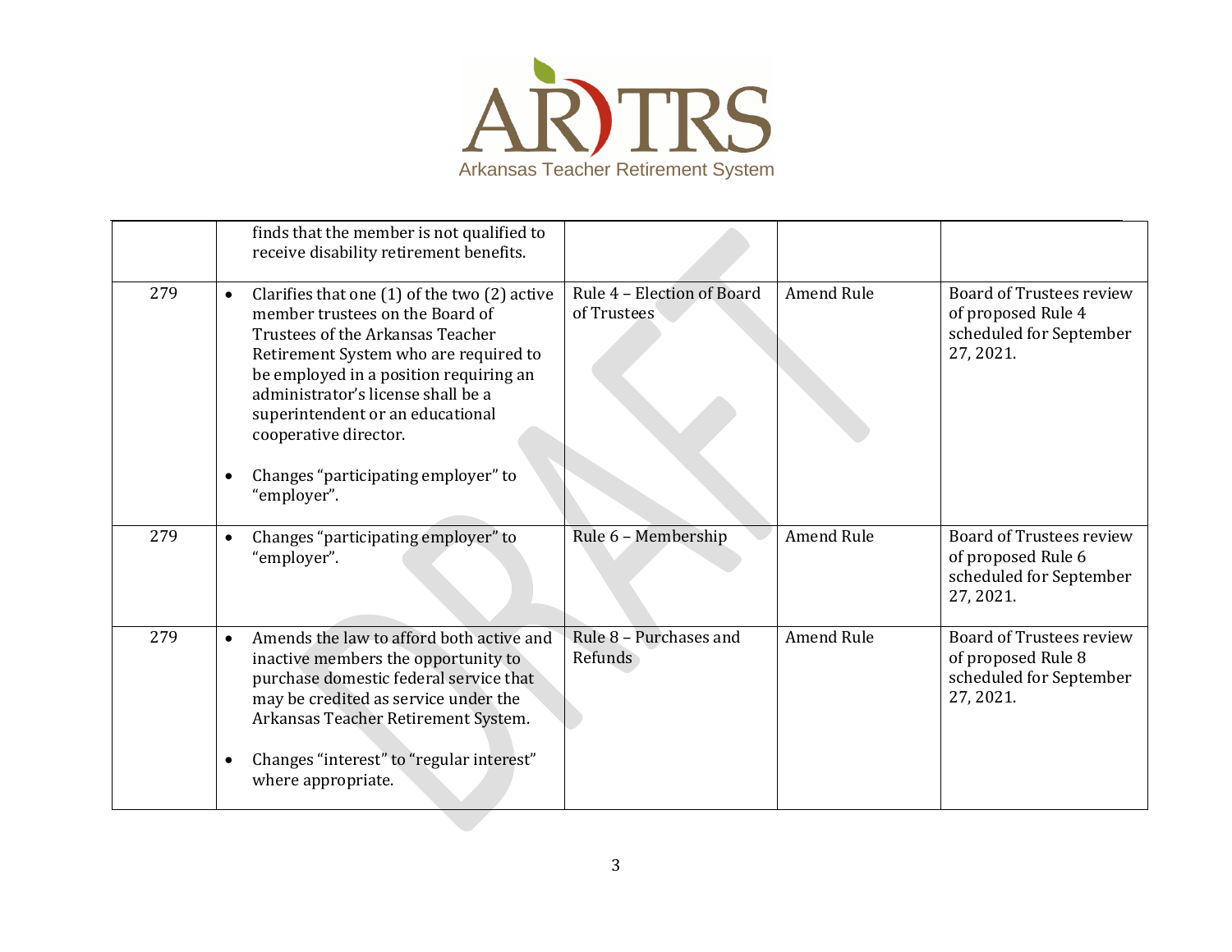| | | | | |
|---|---|---|---|---|
| | finds that the member is not qualified to receive disability retirement benefits. | | | |
| 279 | • Clarifies that one (1) of the two (2) active member trustees on the Board of Trustees of the Arkansas Teacher Retirement System who are required to be employed in a position requiring an administrator's license shall be a superintendent or an educational cooperative director.<br><br>• Changes "participating employer" to "employer". | Rule 4 – Election of Board of Trustees | Amend Rule | Board of Trustees review of proposed Rule 4 scheduled for September 27, 2021. |
| 279 | • Changes "participating employer" to "employer". | Rule 6 – Membership | Amend Rule | Board of Trustees review of proposed Rule 6 scheduled for September 27, 2021. |
| 279 | • Amends the law to afford both active and inactive members the opportunity to purchase domestic federal service that may be credited as service under the Arkansas Teacher Retirement System.<br><br>• Changes "interest" to "regular interest" where appropriate. | Rule 8 – Purchases and Refunds | Amend Rule | Board of Trustees review of proposed Rule 8 scheduled for September 27, 2021. |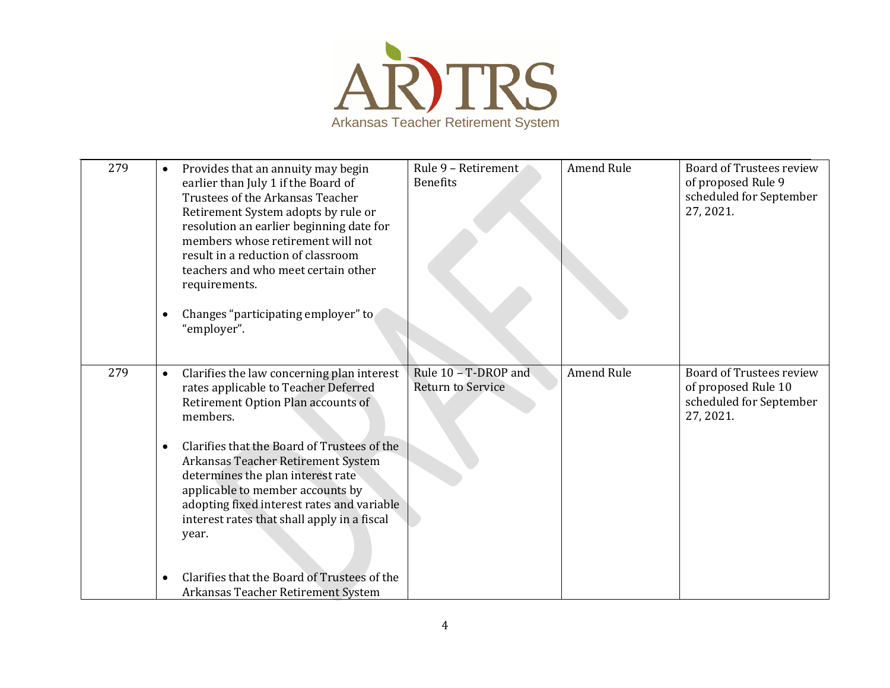Arkansas Teacher Retirement System

| | | | | |
|---|---|---|---|---|
| 279 | • Provides that an annuity may begin earlier than July 1 if the Board of Trustees of the Arkansas Teacher Retirement System adopts by rule or resolution an earlier beginning date for members whose retirement will not result in a reduction of classroom teachers and who meet certain other requirements.<br><br>• Changes "participating employer" to "employer". | Rule 9 – Retirement Benefits | Amend Rule | Board of Trustees review of proposed Rule 9 scheduled for September 27, 2021. |
| 279 | • Clarifies the law concerning plan interest rates applicable to Teacher Deferred Retirement Option Plan accounts of members.<br><br>• Clarifies that the Board of Trustees of the Arkansas Teacher Retirement System determines the plan interest rate applicable to member accounts by adopting fixed interest rates and variable interest rates that shall apply in a fiscal year.<br><br>• Clarifies that the Board of Trustees of the Arkansas Teacher Retirement System | Rule 10 – T-DROP and Return to Service | Amend Rule | Board of Trustees review of proposed Rule 10 scheduled for September 27, 2021. |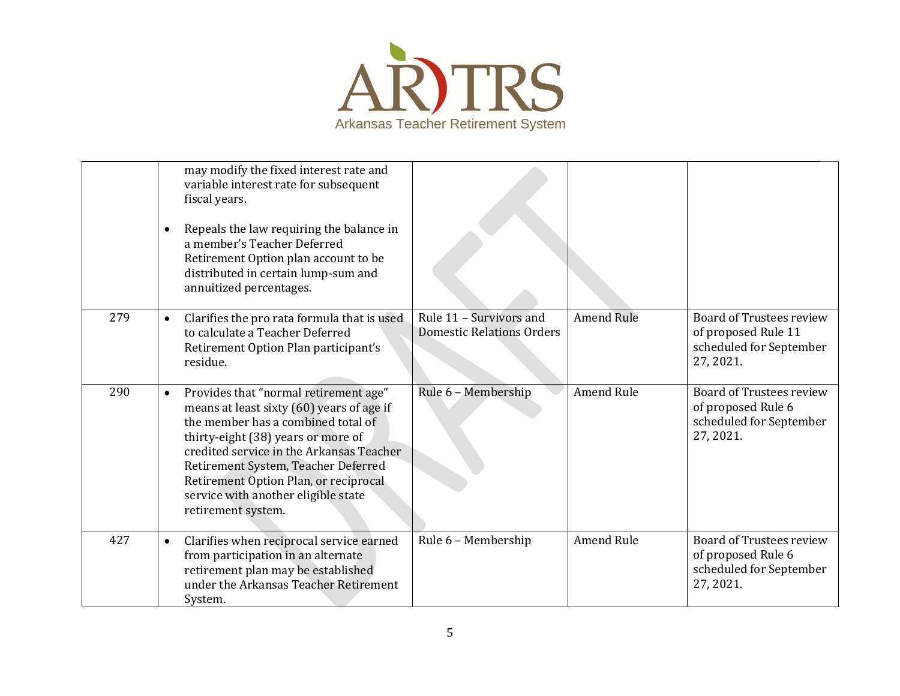| | | | | |
|---|---|---|---|---|
| | may modify the fixed interest rate and variable interest rate for subsequent fiscal years.<br><br>• Repeals the law requiring the balance in a member's Teacher Deferred Retirement Option plan account to be distributed in certain lump-sum and annuitized percentages. | | | |
| 279 | • Clarifies the pro rata formula that is used to calculate a Teacher Deferred Retirement Option Plan participant's residue. | Rule 11 – Survivors and Domestic Relations Orders | Amend Rule | Board of Trustees review of proposed Rule 11 scheduled for September 27, 2021. |
| 290 | • Provides that "normal retirement age" means at least sixty (60) years of age if the member has a combined total of thirty-eight (38) years or more of credited service in the Arkansas Teacher Retirement System, Teacher Deferred Retirement Option Plan, or reciprocal service with another eligible state retirement system. | Rule 6 – Membership | Amend Rule | Board of Trustees review of proposed Rule 6 scheduled for September 27, 2021. |
| 427 | • Clarifies when reciprocal service earned from participation in an alternate retirement plan may be established under the Arkansas Teacher Retirement System. | Rule 6 – Membership | Amend Rule | Board of Trustees review of proposed Rule 6 scheduled for September 27, 2021. |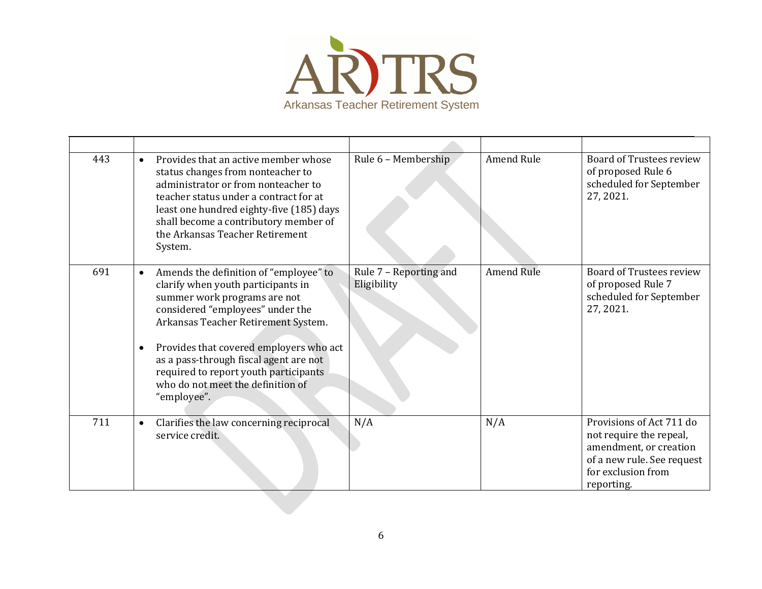Arkansas Teacher Retirement System

| | | | | |
|---|---|---|---|---|
| 443 | • Provides that an active member whose status changes from nonteacher to administrator or from nonteacher to teacher status under a contract for at least one hundred eighty-five (185) days shall become a contributory member of the Arkansas Teacher Retirement System. | Rule 6 – Membership | Amend Rule | Board of Trustees review of proposed Rule 6 scheduled for September 27, 2021. |
| 691 | • Amends the definition of "employee" to clarify when youth participants in summer work programs are not considered "employees" under the Arkansas Teacher Retirement System.<br><br>• Provides that covered employers who act as a pass-through fiscal agent are not required to report youth participants who do not meet the definition of "employee". | Rule 7 – Reporting and Eligibility | Amend Rule | Board of Trustees review of proposed Rule 7 scheduled for September 27, 2021. |
| 711 | • Clarifies the law concerning reciprocal service credit. | N/A | N/A | Provisions of Act 711 do not require the repeal, amendment, or creation of a new rule. See request for exclusion from reporting. |